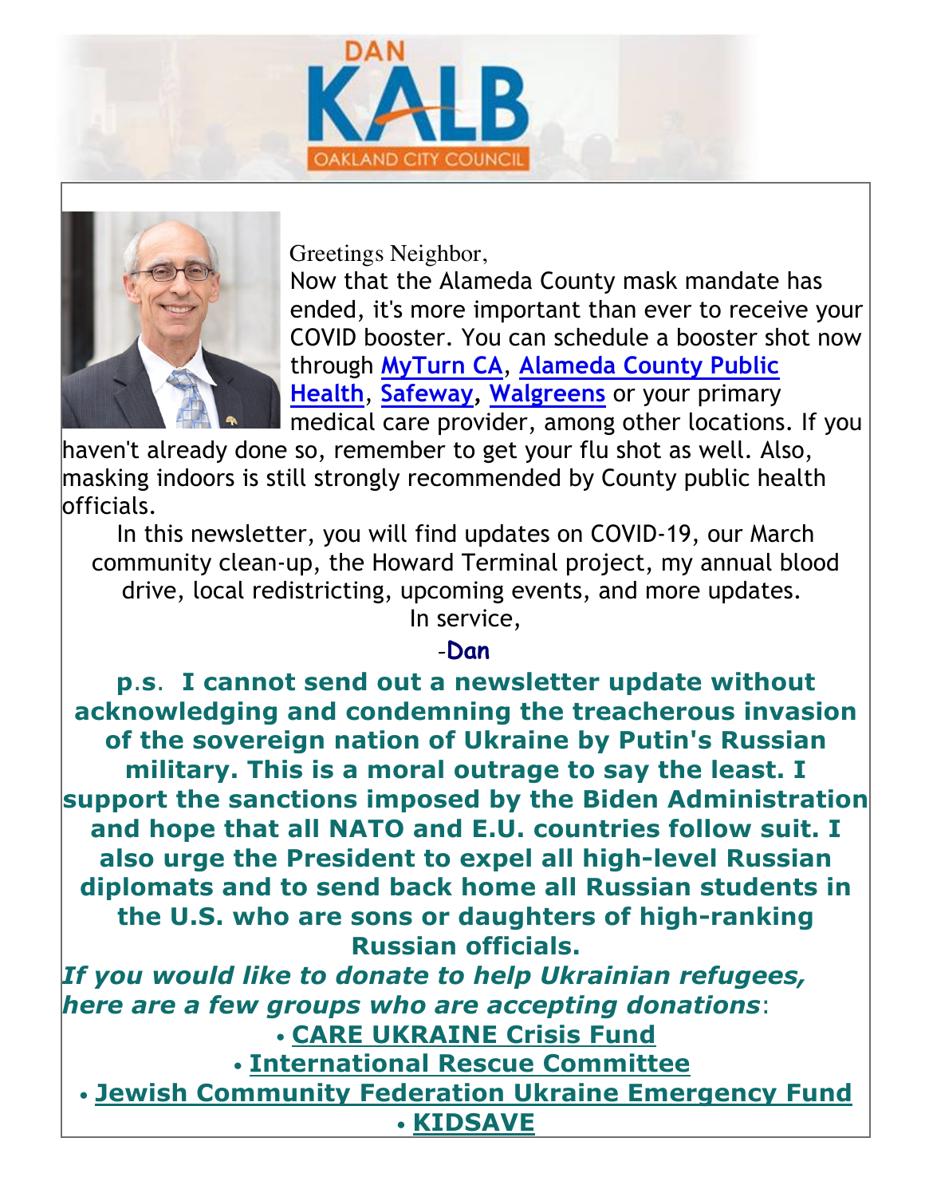# DAN KALB

OAKLAND CITY COUNCIL

Greetings Neighbor,

Now that the Alameda County mask mandate has ended, it's more important than ever to receive your COVID booster. You can schedule a booster shot now through MyTurn CA, Alameda County Public Health, Safeway, Walgreens or your primary medical care provider, among other locations. If you haven't already done so, remember to get your flu shot as well. Also, masking indoors is still strongly recommended by County public health officials.

In this newsletter, you will find updates on COVID-19, our March community clean-up, the Howard Terminal project, my annual blood drive, local redistricting, upcoming events, and more updates.

In service,

-**Dan**

**p.s. I cannot send out a newsletter update without acknowledging and condemning the treacherous invasion of the sovereign nation of Ukraine by Putin's Russian military. This is a moral outrage to say the least. I support the sanctions imposed by the Biden Administration and hope that all NATO and E.U. countries follow suit. I also urge the President to expel all high-level Russian diplomats and to send back home all Russian students in the U.S. who are sons or daughters of high-ranking Russian officials.**

***If you would like to donate to help Ukrainian refugees, here are a few groups who are accepting donations***:

- **CARE UKRAINE Crisis Fund**
- **International Rescue Committee**
- **Jewish Community Federation Ukraine Emergency Fund**
- **KIDSAVE**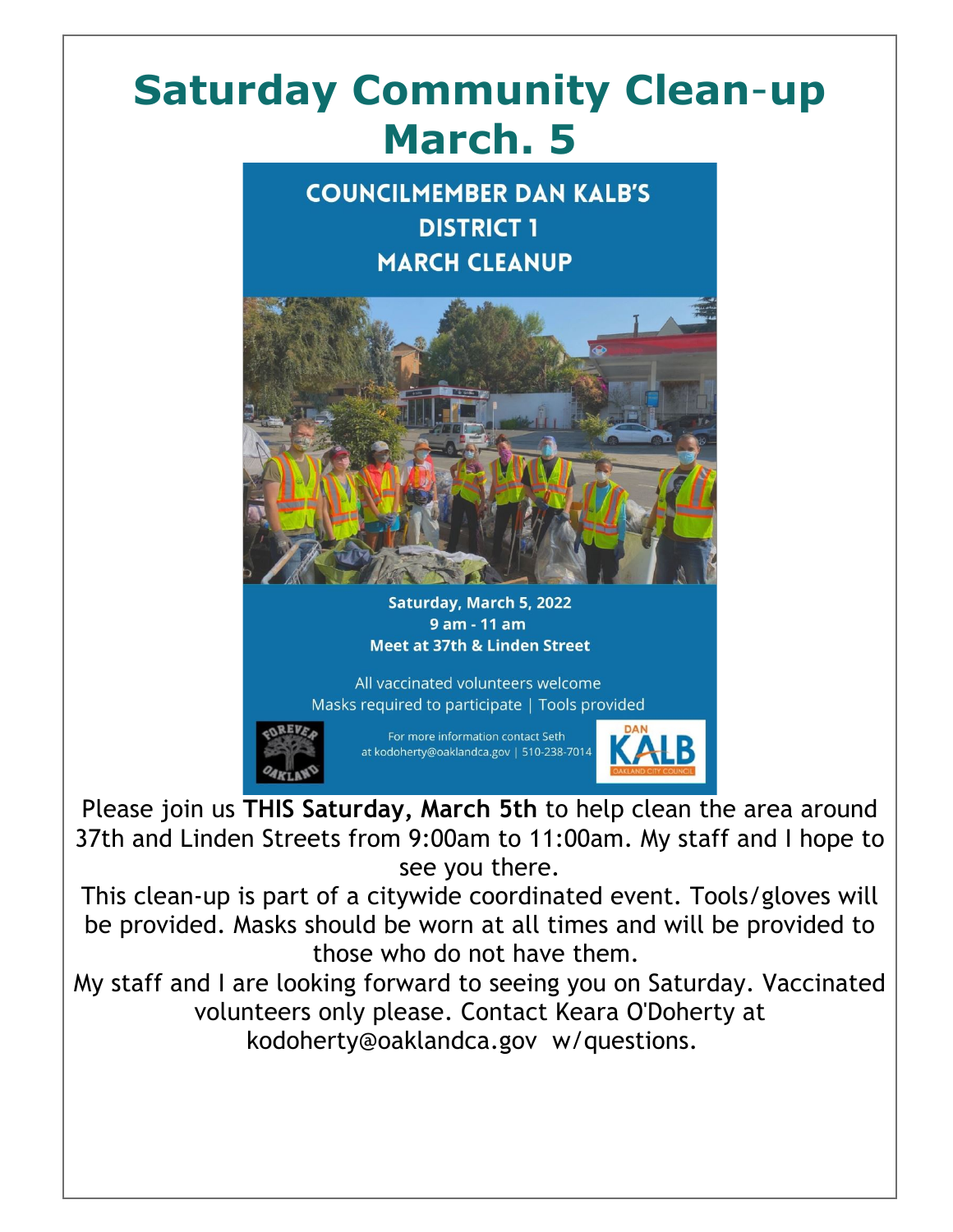# Saturday Community Clean-up March. 5

COUNCILMEMBER DAN KALB'S DISTRICT 1 MARCH CLEANUP

**Saturday, March 5, 2022**
**9 am - 11 am**
**Meet at 37th & Linden Street**

All vaccinated volunteers welcome
Masks required to participate | Tools provided

For more information contact Seth at kodoherty@oaklandca.gov | 510-238-7014

Please join us **THIS Saturday, March 5th** to help clean the area around 37th and Linden Streets from 9:00am to 11:00am. My staff and I hope to see you there.

This clean-up is part of a citywide coordinated event. Tools/gloves will be provided. Masks should be worn at all times and will be provided to those who do not have them.

My staff and I are looking forward to seeing you on Saturday. Vaccinated volunteers only please. Contact Keara O'Doherty at kodoherty@oaklandca.gov w/questions.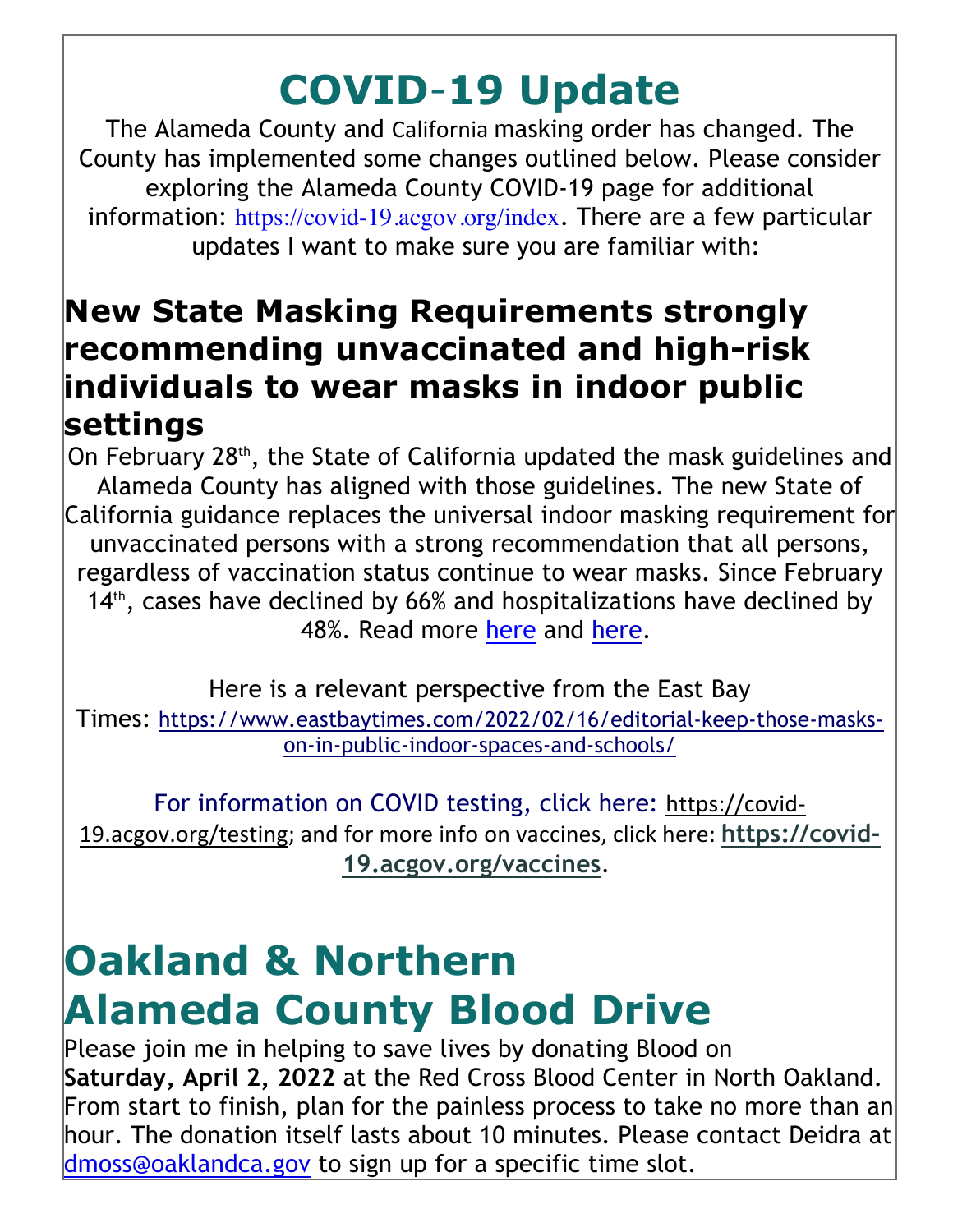# COVID-19 Update

The Alameda County and California masking order has changed. The County has implemented some changes outlined below. Please consider exploring the Alameda County COVID-19 page for additional information: https://covid-19.acgov.org/index. There are a few particular updates I want to make sure you are familiar with:

## New State Masking Requirements strongly recommending unvaccinated and high-risk individuals to wear masks in indoor public settings

On February 28th, the State of California updated the mask guidelines and Alameda County has aligned with those guidelines. The new State of California guidance replaces the universal indoor masking requirement for unvaccinated persons with a strong recommendation that all persons, regardless of vaccination status continue to wear masks. Since February 14th, cases have declined by 66% and hospitalizations have declined by 48%. Read more here and here.

Here is a relevant perspective from the East Bay Times: https://www.eastbaytimes.com/2022/02/16/editorial-keep-those-masks-on-in-public-indoor-spaces-and-schools/

For information on COVID testing, click here: https://covid-19.acgov.org/testing; and for more info on vaccines, click here: **https://covid-19.acgov.org/vaccines**.

# Oakland & Northern Alameda County Blood Drive

Please join me in helping to save lives by donating Blood on **Saturday, April 2, 2022** at the Red Cross Blood Center in North Oakland. From start to finish, plan for the painless process to take no more than an hour. The donation itself lasts about 10 minutes. Please contact Deidra at dmoss@oaklandca.gov to sign up for a specific time slot.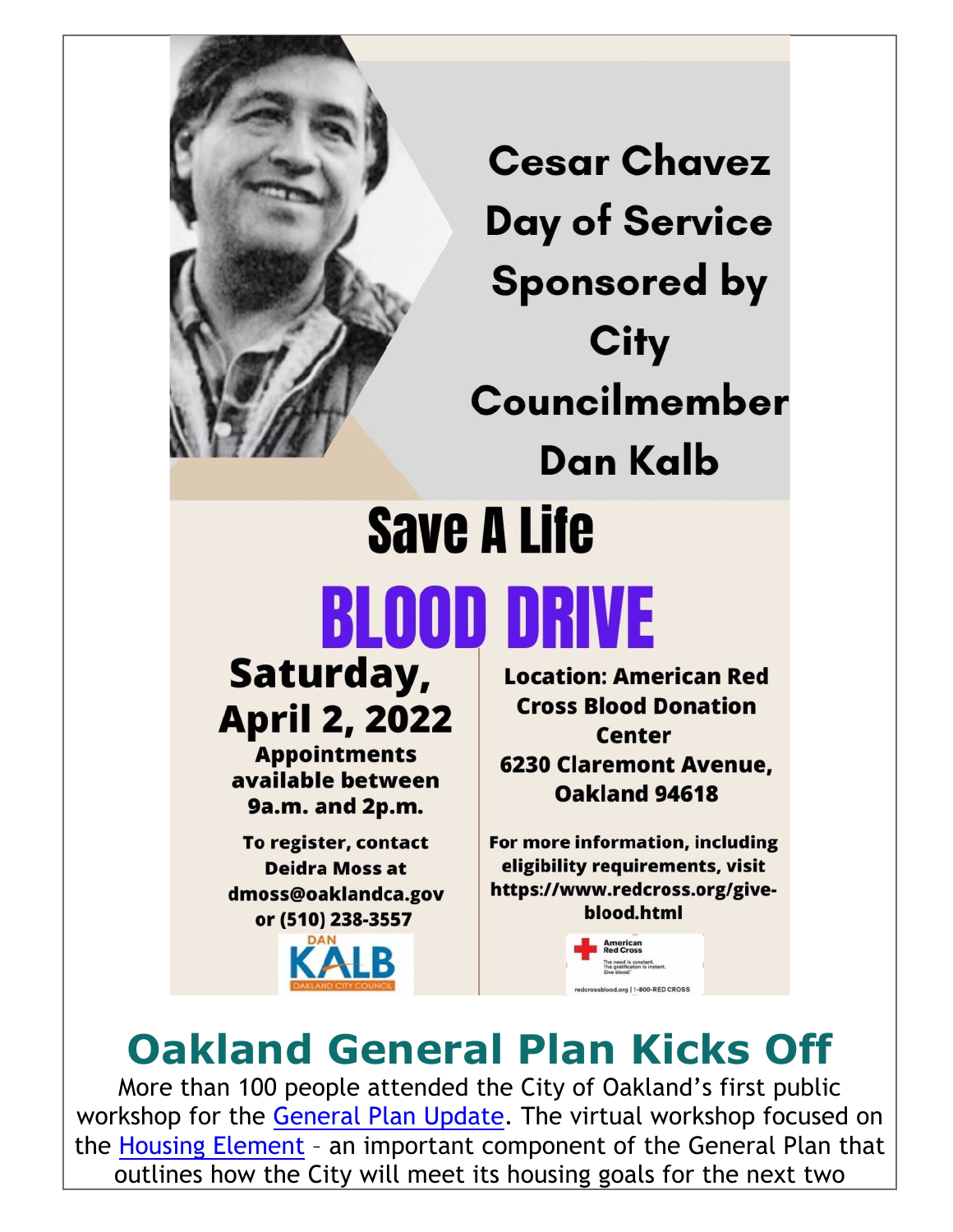**Cesar Chavez Day of Service Sponsored by City Councilmember Dan Kalb**

# Save A Life

# BLOOD DRIVE

**Saturday, April 2, 2022**

**Appointments available between 9a.m. and 2p.m.**

**To register, contact Deidra Moss at dmoss@oaklandca.gov or (510) 238-3557**

DAN KALB
OAKLAND CITY COUNCIL

**Location: American Red Cross Blood Donation Center**
**6230 Claremont Avenue, Oakland 94618**

**For more information, including eligibility requirements, visit https://www.redcross.org/give-blood.html**

American Red Cross
The need is constant. The gratification is instant. Give blood.
redcrossblood.org | 1-800-RED CROSS

## Oakland General Plan Kicks Off

More than 100 people attended the City of Oakland's first public workshop for the [General Plan Update](). The virtual workshop focused on the [Housing Element]() – an important component of the General Plan that outlines how the City will meet its housing goals for the next two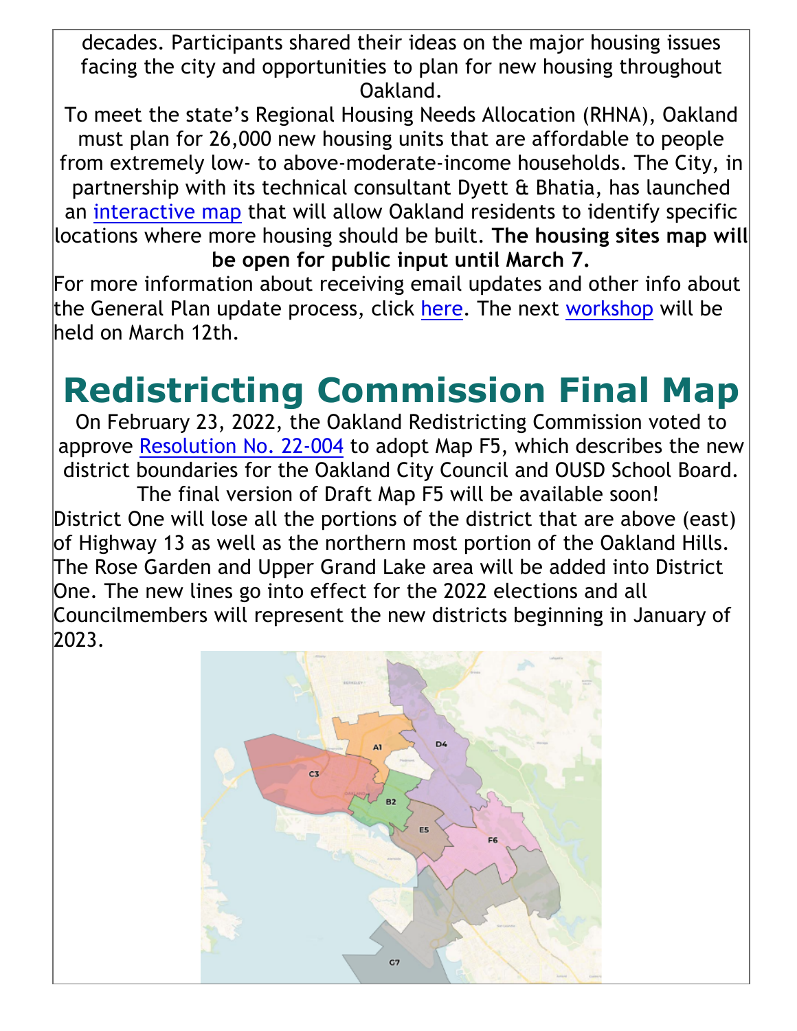decades. Participants shared their ideas on the major housing issues facing the city and opportunities to plan for new housing throughout Oakland.

To meet the state's Regional Housing Needs Allocation (RHNA), Oakland must plan for 26,000 new housing units that are affordable to people from extremely low- to above-moderate-income households. The City, in partnership with its technical consultant Dyett & Bhatia, has launched an interactive map that will allow Oakland residents to identify specific locations where more housing should be built. **The housing sites map will be open for public input until March 7.**

For more information about receiving email updates and other info about the General Plan update process, click here. The next workshop will be held on March 12th.

# Redistricting Commission Final Map

On February 23, 2022, the Oakland Redistricting Commission voted to approve Resolution No. 22-004 to adopt Map F5, which describes the new district boundaries for the Oakland City Council and OUSD School Board. The final version of Draft Map F5 will be available soon!

District One will lose all the portions of the district that are above (east) of Highway 13 as well as the northern most portion of the Oakland Hills. The Rose Garden and Upper Grand Lake area will be added into District One. The new lines go into effect for the 2022 elections and all Councilmembers will represent the new districts beginning in January of 2023.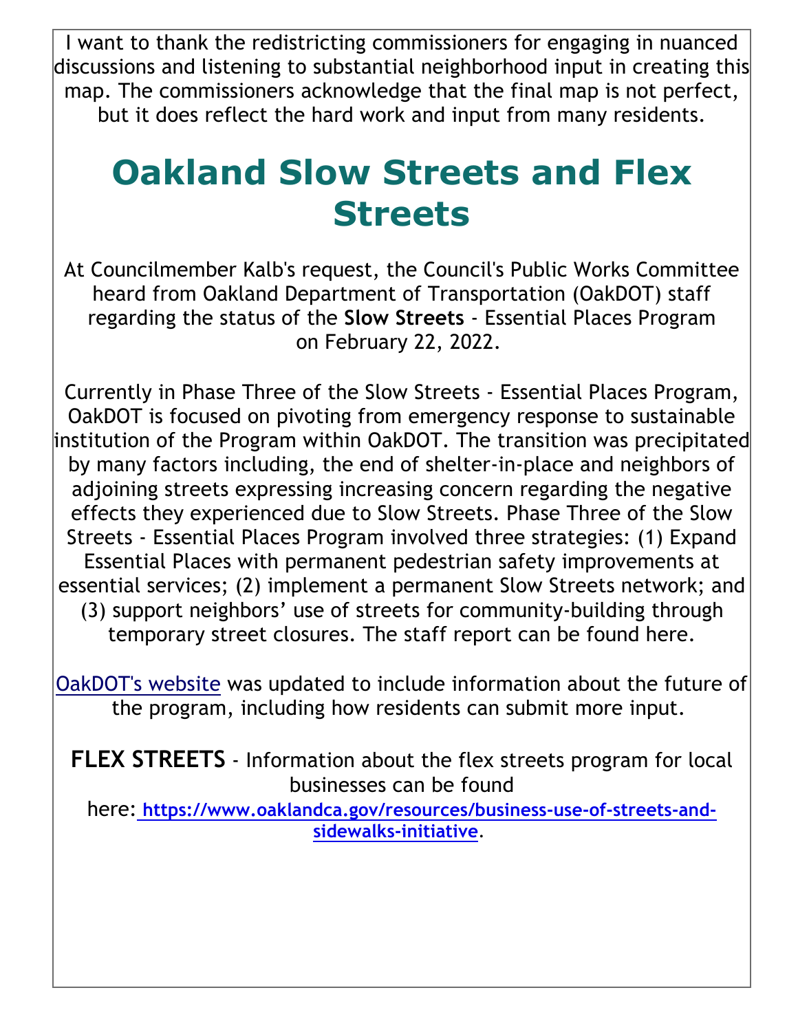I want to thank the redistricting commissioners for engaging in nuanced discussions and listening to substantial neighborhood input in creating this map. The commissioners acknowledge that the final map is not perfect, but it does reflect the hard work and input from many residents.

# Oakland Slow Streets and Flex Streets

At Councilmember Kalb's request, the Council's Public Works Committee heard from Oakland Department of Transportation (OakDOT) staff regarding the status of the **Slow Streets** - Essential Places Program on February 22, 2022.

Currently in Phase Three of the Slow Streets - Essential Places Program, OakDOT is focused on pivoting from emergency response to sustainable institution of the Program within OakDOT. The transition was precipitated by many factors including, the end of shelter-in-place and neighbors of adjoining streets expressing increasing concern regarding the negative effects they experienced due to Slow Streets. Phase Three of the Slow Streets - Essential Places Program involved three strategies: (1) Expand Essential Places with permanent pedestrian safety improvements at essential services; (2) implement a permanent Slow Streets network; and (3) support neighbors' use of streets for community-building through temporary street closures. The staff report can be found here.

OakDOT's website was updated to include information about the future of the program, including how residents can submit more input.

**FLEX STREETS** - Information about the flex streets program for local businesses can be found here: **https://www.oaklandca.gov/resources/business-use-of-streets-and-sidewalks-initiative**.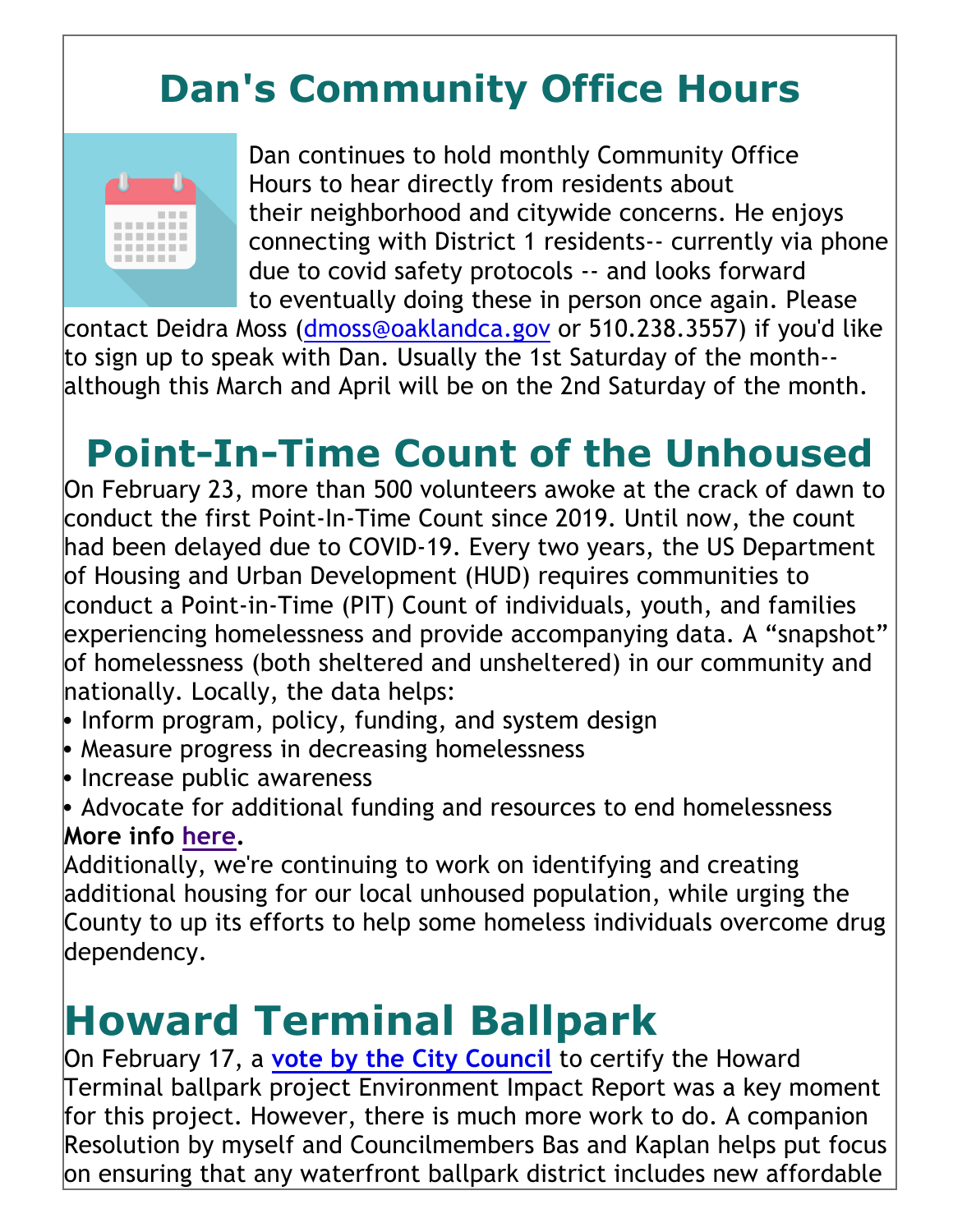# Dan's Community Office Hours

Dan continues to hold monthly Community Office Hours to hear directly from residents about their neighborhood and citywide concerns. He enjoys connecting with District 1 residents-- currently via phone due to covid safety protocols -- and looks forward to eventually doing these in person once again. Please contact Deidra Moss (dmoss@oaklandca.gov or 510.238.3557) if you'd like to sign up to speak with Dan. Usually the 1st Saturday of the month-- although this March and April will be on the 2nd Saturday of the month.

# Point-In-Time Count of the Unhoused

On February 23, more than 500 volunteers awoke at the crack of dawn to conduct the first Point-In-Time Count since 2019. Until now, the count had been delayed due to COVID-19. Every two years, the US Department of Housing and Urban Development (HUD) requires communities to conduct a Point-in-Time (PIT) Count of individuals, youth, and families experiencing homelessness and provide accompanying data. A "snapshot" of homelessness (both sheltered and unsheltered) in our community and nationally. Locally, the data helps:

- Inform program, policy, funding, and system design
- Measure progress in decreasing homelessness
- Increase public awareness
- Advocate for additional funding and resources to end homelessness

**More info here.**

Additionally, we're continuing to work on identifying and creating additional housing for our local unhoused population, while urging the County to up its efforts to help some homeless individuals overcome drug dependency.

# Howard Terminal Ballpark

On February 17, a **vote by the City Council** to certify the Howard Terminal ballpark project Environment Impact Report was a key moment for this project. However, there is much more work to do. A companion Resolution by myself and Councilmembers Bas and Kaplan helps put focus on ensuring that any waterfront ballpark district includes new affordable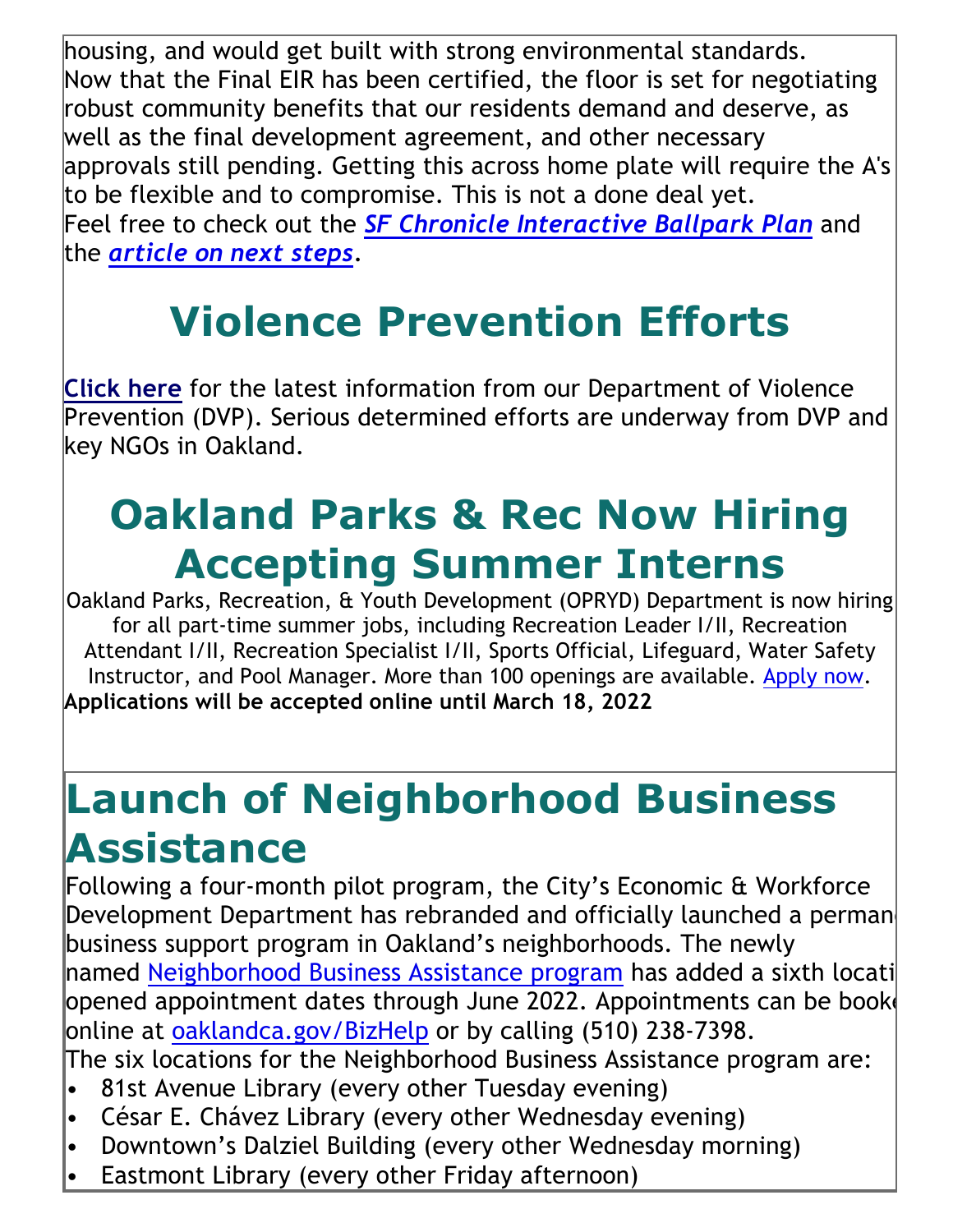housing, and would get built with strong environmental standards.

Now that the Final EIR has been certified, the floor is set for negotiating robust community benefits that our residents demand and deserve, as well as the final development agreement, and other necessary approvals still pending. Getting this across home plate will require the A's to be flexible and to compromise. This is not a done deal yet.

Feel free to check out the ***SF Chronicle Interactive Ballpark Plan*** and the ***article on next steps***.

# Violence Prevention Efforts

**Click here** for the latest information from our Department of Violence Prevention (DVP). Serious determined efforts are underway from DVP and key NGOs in Oakland.

# Oakland Parks & Rec Now Hiring Accepting Summer Interns

Oakland Parks, Recreation, & Youth Development (OPRYD) Department is now hiring for all part-time summer jobs, including Recreation Leader I/II, Recreation Attendant I/II, Recreation Specialist I/II, Sports Official, Lifeguard, Water Safety Instructor, and Pool Manager. More than 100 openings are available. Apply now.

**Applications will be accepted online until March 18, 2022**

# Launch of Neighborhood Business Assistance

Following a four-month pilot program, the City's Economic & Workforce Development Department has rebranded and officially launched a perman business support program in Oakland's neighborhoods. The newly named Neighborhood Business Assistance program has added a sixth locati opened appointment dates through June 2022. Appointments can be book online at oaklandca.gov/BizHelp or by calling (510) 238-7398.

The six locations for the Neighborhood Business Assistance program are:

- 81st Avenue Library (every other Tuesday evening)
- César E. Chávez Library (every other Wednesday evening)
- Downtown's Dalziel Building (every other Wednesday morning)
- Eastmont Library (every other Friday afternoon)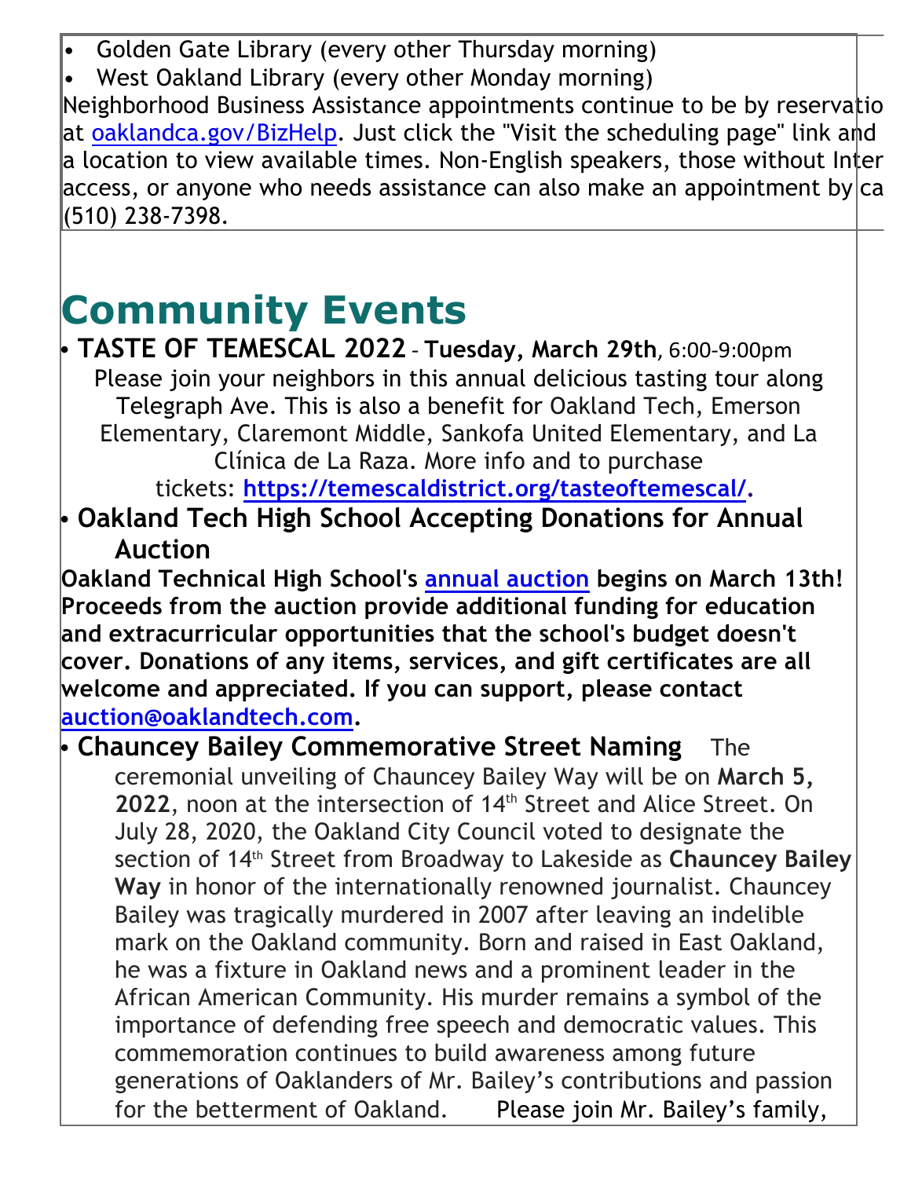- Golden Gate Library (every other Thursday morning)
- West Oakland Library (every other Monday morning)

Neighborhood Business Assistance appointments continue to be by reservatio at oaklandca.gov/BizHelp. Just click the "Visit the scheduling page" link and a location to view available times. Non-English speakers, those without Inter access, or anyone who needs assistance can also make an appointment by ca (510) 238-7398.

# Community Events

- **TASTE OF TEMESCAL 2022** – **Tuesday, March 29th**, 6:00-9:00pm
  Please join your neighbors in this annual delicious tasting tour along Telegraph Ave. This is also a benefit for Oakland Tech, Emerson Elementary, Claremont Middle, Sankofa United Elementary, and La Clínica de La Raza. More info and to purchase tickets: **https://temescaldistrict.org/tasteoftemescal/.**

- **Oakland Tech High School Accepting Donations for Annual Auction**

**Oakland Technical High School's annual auction begins on March 13th! Proceeds from the auction provide additional funding for education and extracurricular opportunities that the school's budget doesn't cover. Donations of any items, services, and gift certificates are all welcome and appreciated. If you can support, please contact auction@oaklandtech.com.**

- **Chauncey Bailey Commemorative Street Naming** The ceremonial unveiling of Chauncey Bailey Way will be on **March 5, 2022**, noon at the intersection of 14th Street and Alice Street. On July 28, 2020, the Oakland City Council voted to designate the section of 14th Street from Broadway to Lakeside as **Chauncey Bailey Way** in honor of the internationally renowned journalist. Chauncey Bailey was tragically murdered in 2007 after leaving an indelible mark on the Oakland community. Born and raised in East Oakland, he was a fixture in Oakland news and a prominent leader in the African American Community. His murder remains a symbol of the importance of defending free speech and democratic values. This commemoration continues to build awareness among future generations of Oaklanders of Mr. Bailey's contributions and passion for the betterment of Oakland. Please join Mr. Bailey's family,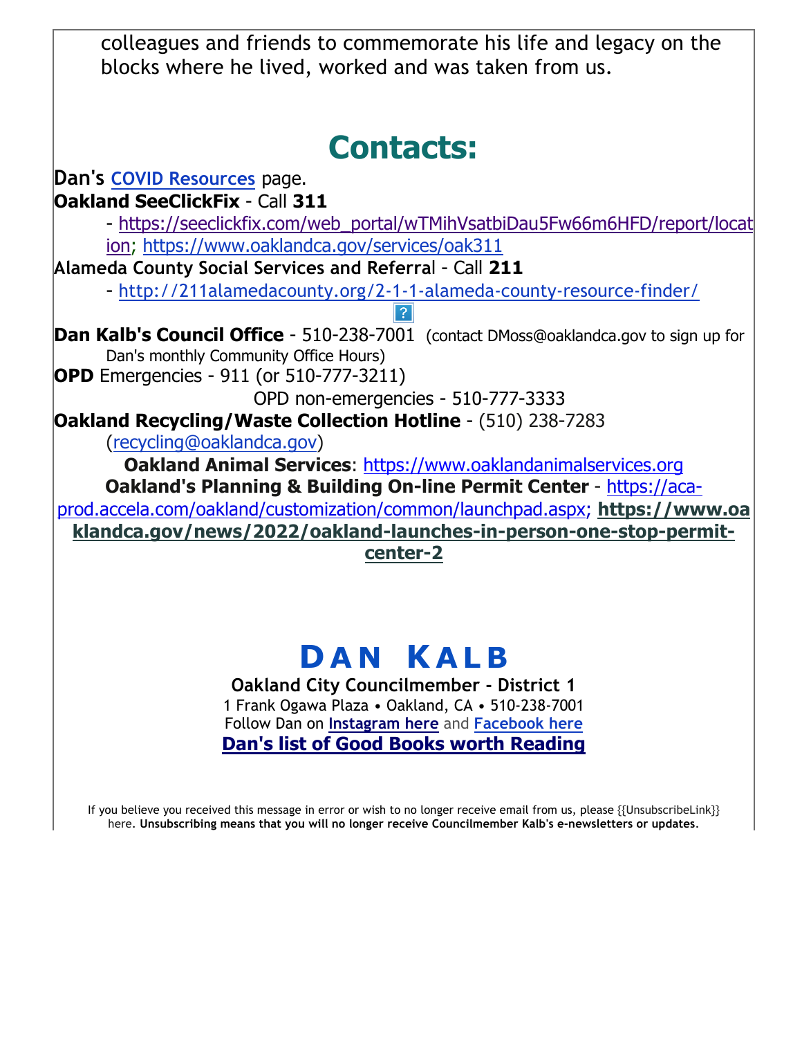colleagues and friends to commemorate his life and legacy on the blocks where he lived, worked and was taken from us.

# Contacts:

**Dan's** **COVID Resources** page.

**Oakland SeeClickFix** - Call **311**

- https://seeclickfix.com/web_portal/wTMihVsatbiDau5Fw66m6HFD/report/location; https://www.oaklandca.gov/services/oak311

**Alameda County Social Services and Referral** - Call **211**

- http://211alamedacounty.org/2-1-1-alameda-county-resource-finder/

**Dan Kalb's Council Office** - 510-238-7001 (contact DMoss@oaklandca.gov to sign up for Dan's monthly Community Office Hours)

**OPD** Emergencies - 911 (or 510-777-3211)

OPD non-emergencies - 510-777-3333

**Oakland Recycling/Waste Collection Hotline** - (510) 238-7283 (recycling@oaklandca.gov)

**Oakland Animal Services**: https://www.oaklandanimalservices.org

**Oakland's Planning & Building On-line Permit Center** - https://aca-prod.accela.com/oakland/customization/common/launchpad.aspx; **https://www.oaklandca.gov/news/2022/oakland-launches-in-person-one-stop-permit-center-2**

# DAN KALB

**Oakland City Councilmember - District 1**

1 Frank Ogawa Plaza • Oakland, CA • 510-238-7001

Follow Dan on **Instagram here** and **Facebook here**

**Dan's list of Good Books worth Reading**

If you believe you received this message in error or wish to no longer receive email from us, please {{UnsubscribeLink}} here. **Unsubscribing means that you will no longer receive Councilmember Kalb's e-newsletters or updates.**